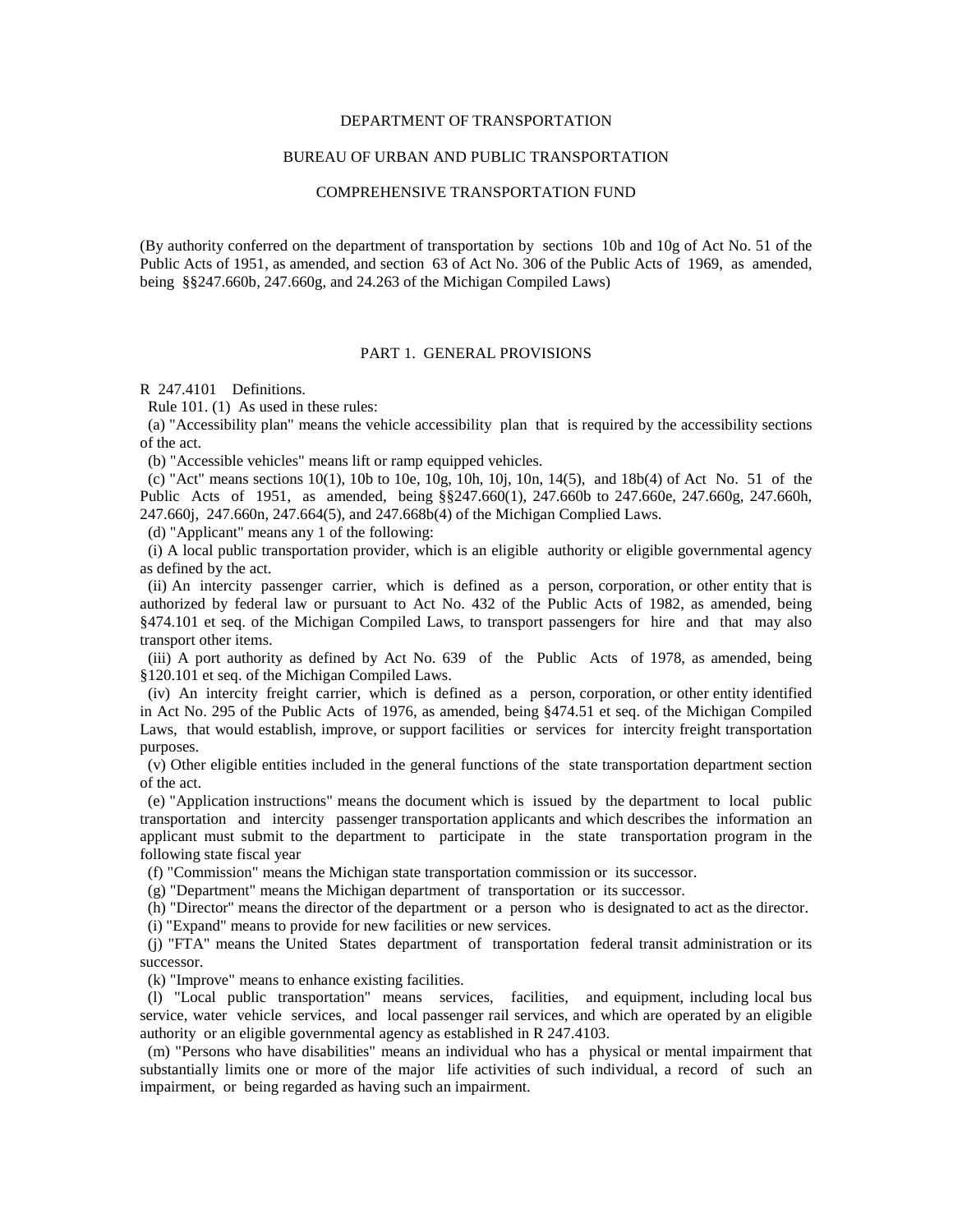DEPARTMENT OF TRANSPORTATION

BUREAU OF URBAN AND PUBLIC TRANSPORTATION

COMPREHENSIVE TRANSPORTATION FUND

(By authority conferred on the department of transportation by sections 10b and 10g of Act No. 51 of the Public Acts of 1951, as amended, and section 63 of Act No. 306 of the Public Acts of 1969, as amended, being §§247.660b, 247.660g, and 24.263 of the Michigan Compiled Laws)

## PART 1. GENERAL PROVISIONS

R 247.4101 Definitions.

Rule 101. (1) As used in these rules:

(a) "Accessibility plan" means the vehicle accessibility plan that is required by the accessibility sections of the act.

(b) "Accessible vehicles" means lift or ramp equipped vehicles.

(c) "Act" means sections 10(1), 10b to 10e, 10g, 10h, 10j, 10n, 14(5), and 18b(4) of Act No. 51 of the Public Acts of 1951, as amended, being §§247.660(1), 247.660b to 247.660e, 247.660g, 247.660h, 247.660j, 247.660n, 247.664(5), and 247.668b(4) of the Michigan Complied Laws.

(d) "Applicant" means any 1 of the following:

(i) A local public transportation provider, which is an eligible authority or eligible governmental agency as defined by the act.

(ii) An intercity passenger carrier, which is defined as a person, corporation, or other entity that is authorized by federal law or pursuant to Act No. 432 of the Public Acts of 1982, as amended, being §474.101 et seq. of the Michigan Compiled Laws, to transport passengers for hire and that may also transport other items.

(iii) A port authority as defined by Act No. 639 of the Public Acts of 1978, as amended, being §120.101 et seq. of the Michigan Compiled Laws.

(iv) An intercity freight carrier, which is defined as a person, corporation, or other entity identified in Act No. 295 of the Public Acts of 1976, as amended, being §474.51 et seq. of the Michigan Compiled Laws, that would establish, improve, or support facilities or services for intercity freight transportation purposes.

(v) Other eligible entities included in the general functions of the state transportation department section of the act.

(e) "Application instructions" means the document which is issued by the department to local public transportation and intercity passenger transportation applicants and which describes the information an applicant must submit to the department to participate in the state transportation program in the following state fiscal year

(f) "Commission" means the Michigan state transportation commission or its successor.

(g) "Department" means the Michigan department of transportation or its successor.

(h) "Director" means the director of the department or a person who is designated to act as the director.

(i) "Expand" means to provide for new facilities or new services.

(j) "FTA" means the United States department of transportation federal transit administration or its successor.

(k) "Improve" means to enhance existing facilities.

(l) "Local public transportation" means services, facilities, and equipment, including local bus service, water vehicle services, and local passenger rail services, and which are operated by an eligible authority or an eligible governmental agency as established in R 247.4103.

(m) "Persons who have disabilities" means an individual who has a physical or mental impairment that substantially limits one or more of the major life activities of such individual, a record of such an impairment, or being regarded as having such an impairment.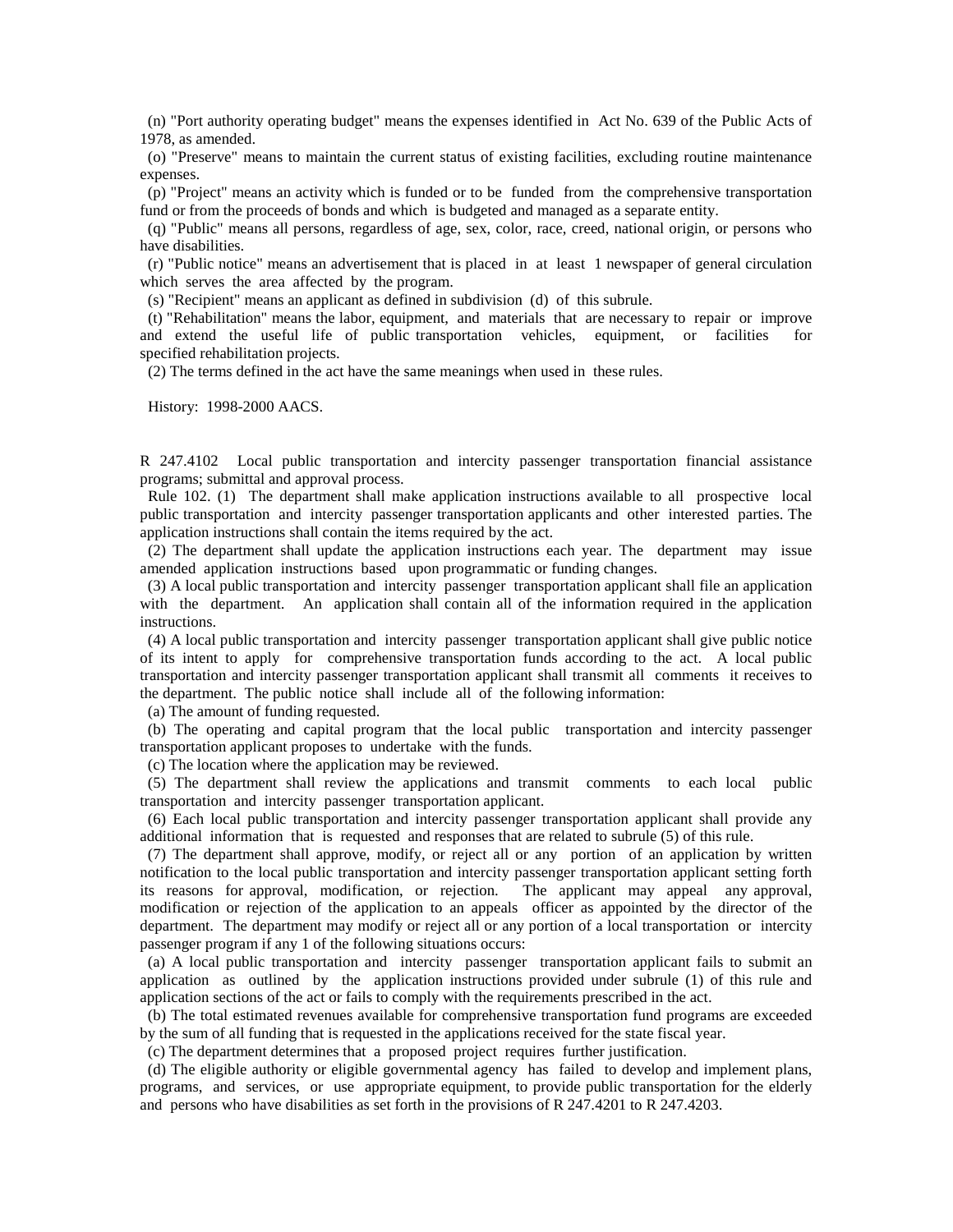(n) "Port authority operating budget" means the expenses identified in Act No. 639 of the Public Acts of 1978, as amended.

(o) "Preserve" means to maintain the current status of existing facilities, excluding routine maintenance expenses.

(p) "Project" means an activity which is funded or to be funded from the comprehensive transportation fund or from the proceeds of bonds and which is budgeted and managed as a separate entity.

(q) "Public" means all persons, regardless of age, sex, color, race, creed, national origin, or persons who have disabilities.

(r) "Public notice" means an advertisement that is placed in at least 1 newspaper of general circulation which serves the area affected by the program.

(s) "Recipient" means an applicant as defined in subdivision (d) of this subrule.

(t) "Rehabilitation" means the labor, equipment, and materials that are necessary to repair or improve and extend the useful life of public transportation vehicles, equipment, or facilities for specified rehabilitation projects.

(2) The terms defined in the act have the same meanings when used in these rules.

History: 1998-2000 AACS.

R 247.4102 Local public transportation and intercity passenger transportation financial assistance programs; submittal and approval process.

Rule 102. (1) The department shall make application instructions available to all prospective local public transportation and intercity passenger transportation applicants and other interested parties. The application instructions shall contain the items required by the act.

(2) The department shall update the application instructions each year. The department may issue amended application instructions based upon programmatic or funding changes.

(3) A local public transportation and intercity passenger transportation applicant shall file an application with the department. An application shall contain all of the information required in the application instructions.

(4) A local public transportation and intercity passenger transportation applicant shall give public notice of its intent to apply for comprehensive transportation funds according to the act. A local public transportation and intercity passenger transportation applicant shall transmit all comments it receives to the department. The public notice shall include all of the following information:

(a) The amount of funding requested.

(b) The operating and capital program that the local public transportation and intercity passenger transportation applicant proposes to undertake with the funds.

(c) The location where the application may be reviewed.

(5) The department shall review the applications and transmit comments to each local public transportation and intercity passenger transportation applicant.

(6) Each local public transportation and intercity passenger transportation applicant shall provide any additional information that is requested and responses that are related to subrule (5) of this rule.

(7) The department shall approve, modify, or reject all or any portion of an application by written notification to the local public transportation and intercity passenger transportation applicant setting forth its reasons for approval, modification, or rejection. The applicant may appeal any approval, modification or rejection of the application to an appeals officer as appointed by the director of the department. The department may modify or reject all or any portion of a local transportation or intercity passenger program if any 1 of the following situations occurs:

(a) A local public transportation and intercity passenger transportation applicant fails to submit an application as outlined by the application instructions provided under subrule (1) of this rule and application sections of the act or fails to comply with the requirements prescribed in the act.

(b) The total estimated revenues available for comprehensive transportation fund programs are exceeded by the sum of all funding that is requested in the applications received for the state fiscal year.

(c) The department determines that a proposed project requires further justification.

(d) The eligible authority or eligible governmental agency has failed to develop and implement plans, programs, and services, or use appropriate equipment, to provide public transportation for the elderly and persons who have disabilities as set forth in the provisions of R 247.4201 to R 247.4203.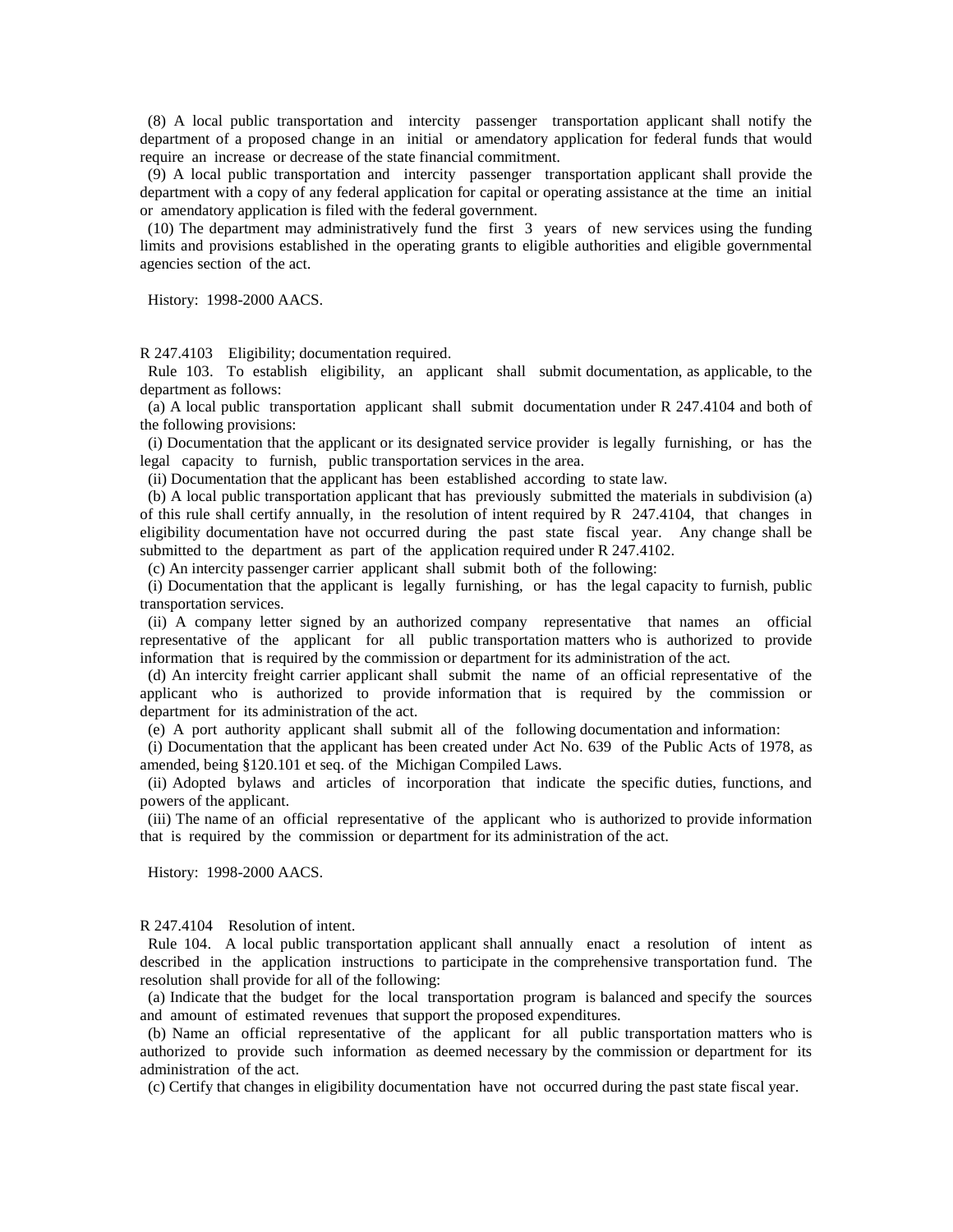(8) A local public transportation and intercity passenger transportation applicant shall notify the department of a proposed change in an initial or amendatory application for federal funds that would require an increase or decrease of the state financial commitment.

(9) A local public transportation and intercity passenger transportation applicant shall provide the department with a copy of any federal application for capital or operating assistance at the time an initial or amendatory application is filed with the federal government.

(10) The department may administratively fund the first 3 years of new services using the funding limits and provisions established in the operating grants to eligible authorities and eligible governmental agencies section of the act.

History: 1998-2000 AACS.

R 247.4103 Eligibility; documentation required.

Rule 103. To establish eligibility, an applicant shall submit documentation, as applicable, to the department as follows:

(a) A local public transportation applicant shall submit documentation under R 247.4104 and both of the following provisions:

(i) Documentation that the applicant or its designated service provider is legally furnishing, or has the legal capacity to furnish, public transportation services in the area.

(ii) Documentation that the applicant has been established according to state law.

(b) A local public transportation applicant that has previously submitted the materials in subdivision (a) of this rule shall certify annually, in the resolution of intent required by R 247.4104, that changes in eligibility documentation have not occurred during the past state fiscal year. Any change shall be submitted to the department as part of the application required under R 247.4102.

(c) An intercity passenger carrier applicant shall submit both of the following:

(i) Documentation that the applicant is legally furnishing, or has the legal capacity to furnish, public transportation services.

(ii) A company letter signed by an authorized company representative that names an official representative of the applicant for all public transportation matters who is authorized to provide information that is required by the commission or department for its administration of the act.

(d) An intercity freight carrier applicant shall submit the name of an official representative of the applicant who is authorized to provide information that is required by the commission or department for its administration of the act.

(e) A port authority applicant shall submit all of the following documentation and information:

(i) Documentation that the applicant has been created under Act No. 639 of the Public Acts of 1978, as amended, being §120.101 et seq. of the Michigan Compiled Laws.

(ii) Adopted bylaws and articles of incorporation that indicate the specific duties, functions, and powers of the applicant.

(iii) The name of an official representative of the applicant who is authorized to provide information that is required by the commission or department for its administration of the act.

History: 1998-2000 AACS.

R 247.4104 Resolution of intent.

Rule 104. A local public transportation applicant shall annually enact a resolution of intent as described in the application instructions to participate in the comprehensive transportation fund. The resolution shall provide for all of the following:

(a) Indicate that the budget for the local transportation program is balanced and specify the sources and amount of estimated revenues that support the proposed expenditures.

(b) Name an official representative of the applicant for all public transportation matters who is authorized to provide such information as deemed necessary by the commission or department for its administration of the act.

(c) Certify that changes in eligibility documentation have not occurred during the past state fiscal year.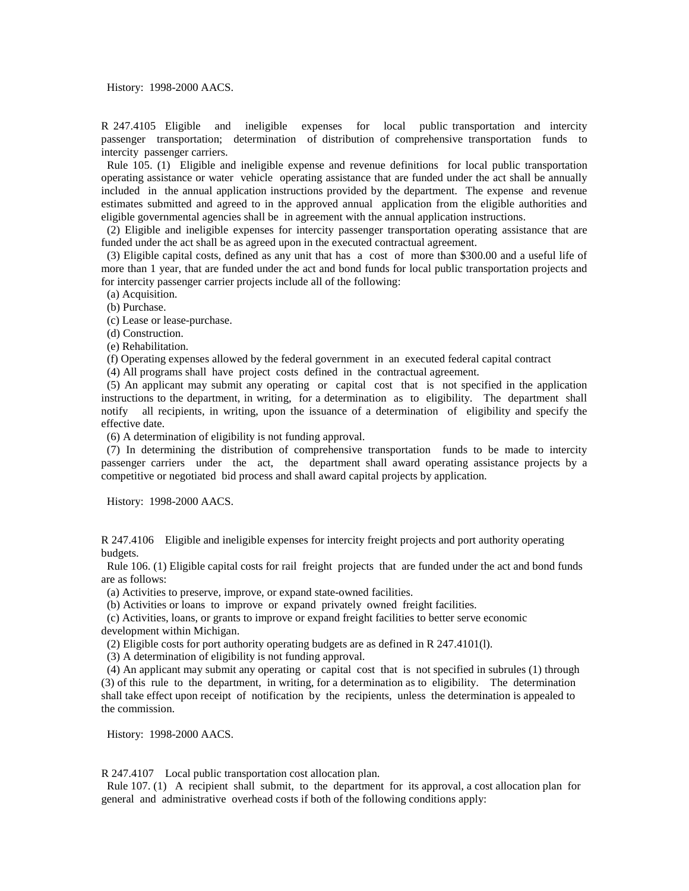History: 1998-2000 AACS.

R 247.4105 Eligible and ineligible expenses for local public transportation and intercity passenger transportation; determination of distribution of comprehensive transportation funds to intercity passenger carriers.

Rule 105. (1) Eligible and ineligible expense and revenue definitions for local public transportation operating assistance or water vehicle operating assistance that are funded under the act shall be annually included in the annual application instructions provided by the department. The expense and revenue estimates submitted and agreed to in the approved annual application from the eligible authorities and eligible governmental agencies shall be in agreement with the annual application instructions.

(2) Eligible and ineligible expenses for intercity passenger transportation operating assistance that are funded under the act shall be as agreed upon in the executed contractual agreement.

(3) Eligible capital costs, defined as any unit that has a cost of more than $300.00 and a useful life of more than 1 year, that are funded under the act and bond funds for local public transportation projects and for intercity passenger carrier projects include all of the following:

(a) Acquisition.

(b) Purchase.

(c) Lease or lease-purchase.

(d) Construction.

(e) Rehabilitation.

(f) Operating expenses allowed by the federal government in an executed federal capital contract

(4) All programs shall have project costs defined in the contractual agreement.

(5) An applicant may submit any operating or capital cost that is not specified in the application instructions to the department, in writing, for a determination as to eligibility. The department shall notify all recipients, in writing, upon the issuance of a determination of eligibility and specify the effective date.

(6) A determination of eligibility is not funding approval.

(7) In determining the distribution of comprehensive transportation funds to be made to intercity passenger carriers under the act, the department shall award operating assistance projects by a competitive or negotiated bid process and shall award capital projects by application.

History: 1998-2000 AACS.

R 247.4106 Eligible and ineligible expenses for intercity freight projects and port authority operating budgets.

Rule 106. (1) Eligible capital costs for rail freight projects that are funded under the act and bond funds are as follows:

(a) Activities to preserve, improve, or expand state-owned facilities.

(b) Activities or loans to improve or expand privately owned freight facilities.

(c) Activities, loans, or grants to improve or expand freight facilities to better serve economic development within Michigan.

(2) Eligible costs for port authority operating budgets are as defined in R 247.4101(l).

(3) A determination of eligibility is not funding approval.

(4) An applicant may submit any operating or capital cost that is not specified in subrules (1) through (3) of this rule to the department, in writing, for a determination as to eligibility. The determination shall take effect upon receipt of notification by the recipients, unless the determination is appealed to the commission.

History: 1998-2000 AACS.

R 247.4107 Local public transportation cost allocation plan.

Rule 107. (1) A recipient shall submit, to the department for its approval, a cost allocation plan for general and administrative overhead costs if both of the following conditions apply: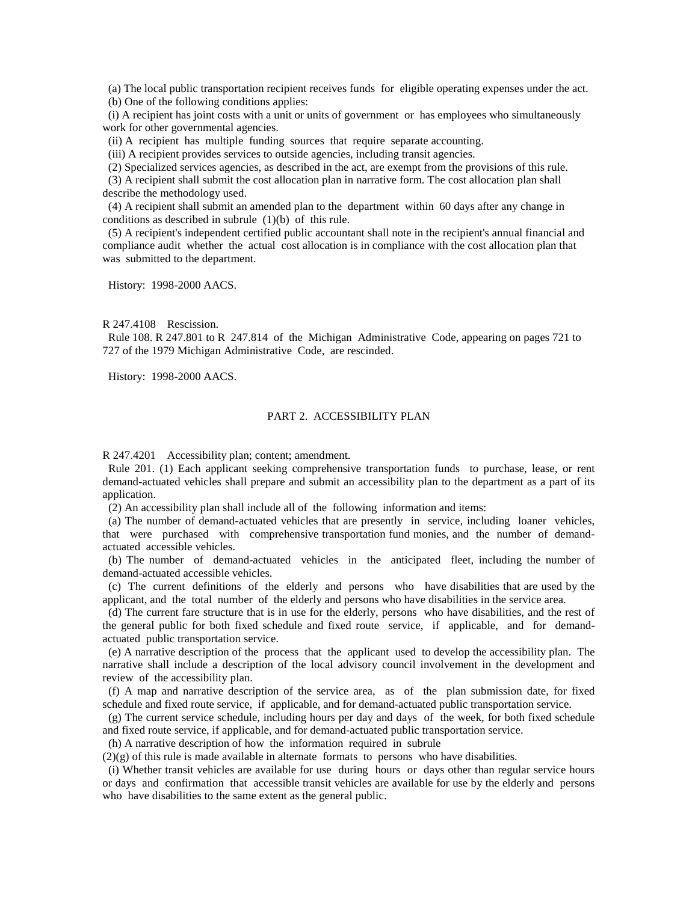(a) The local public transportation recipient receives funds for eligible operating expenses under the act.

(b) One of the following conditions applies:

(i) A recipient has joint costs with a unit or units of government or has employees who simultaneously work for other governmental agencies.

(ii) A recipient has multiple funding sources that require separate accounting.

(iii) A recipient provides services to outside agencies, including transit agencies.

(2) Specialized services agencies, as described in the act, are exempt from the provisions of this rule.

(3) A recipient shall submit the cost allocation plan in narrative form. The cost allocation plan shall describe the methodology used.

(4) A recipient shall submit an amended plan to the department within 60 days after any change in conditions as described in subrule (1)(b) of this rule.

(5) A recipient's independent certified public accountant shall note in the recipient's annual financial and compliance audit whether the actual cost allocation is in compliance with the cost allocation plan that was submitted to the department.

History: 1998-2000 AACS.

R 247.4108 Rescission.

Rule 108. R 247.801 to R 247.814 of the Michigan Administrative Code, appearing on pages 721 to 727 of the 1979 Michigan Administrative Code, are rescinded.

History: 1998-2000 AACS.

## PART 2. ACCESSIBILITY PLAN

R 247.4201 Accessibility plan; content; amendment.

Rule 201. (1) Each applicant seeking comprehensive transportation funds to purchase, lease, or rent demand-actuated vehicles shall prepare and submit an accessibility plan to the department as a part of its application.

(2) An accessibility plan shall include all of the following information and items:

(a) The number of demand-actuated vehicles that are presently in service, including loaner vehicles, that were purchased with comprehensive transportation fund monies, and the number of demand-actuated accessible vehicles.

(b) The number of demand-actuated vehicles in the anticipated fleet, including the number of demand-actuated accessible vehicles.

(c) The current definitions of the elderly and persons who have disabilities that are used by the applicant, and the total number of the elderly and persons who have disabilities in the service area.

(d) The current fare structure that is in use for the elderly, persons who have disabilities, and the rest of the general public for both fixed schedule and fixed route service, if applicable, and for demand-actuated public transportation service.

(e) A narrative description of the process that the applicant used to develop the accessibility plan. The narrative shall include a description of the local advisory council involvement in the development and review of the accessibility plan.

(f) A map and narrative description of the service area, as of the plan submission date, for fixed schedule and fixed route service, if applicable, and for demand-actuated public transportation service.

(g) The current service schedule, including hours per day and days of the week, for both fixed schedule and fixed route service, if applicable, and for demand-actuated public transportation service.

(h) A narrative description of how the information required in subrule (2)(g) of this rule is made available in alternate formats to persons who have disabilities.

(i) Whether transit vehicles are available for use during hours or days other than regular service hours or days and confirmation that accessible transit vehicles are available for use by the elderly and persons who have disabilities to the same extent as the general public.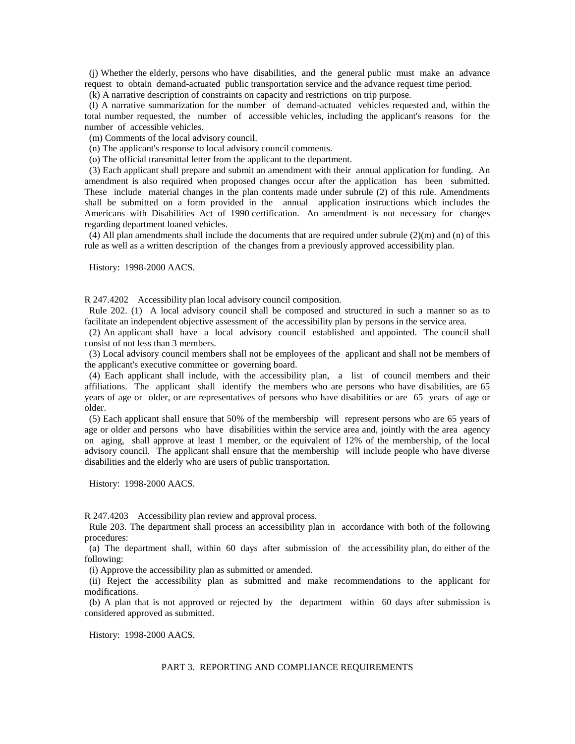(j) Whether the elderly, persons who have disabilities, and the general public must make an advance request to obtain demand-actuated public transportation service and the advance request time period.

(k) A narrative description of constraints on capacity and restrictions on trip purpose.

(l) A narrative summarization for the number of demand-actuated vehicles requested and, within the total number requested, the number of accessible vehicles, including the applicant's reasons for the number of accessible vehicles.

(m) Comments of the local advisory council.

(n) The applicant's response to local advisory council comments.

(o) The official transmittal letter from the applicant to the department.

(3) Each applicant shall prepare and submit an amendment with their annual application for funding. An amendment is also required when proposed changes occur after the application has been submitted. These include material changes in the plan contents made under subrule (2) of this rule. Amendments shall be submitted on a form provided in the annual application instructions which includes the Americans with Disabilities Act of 1990 certification. An amendment is not necessary for changes regarding department loaned vehicles.

(4) All plan amendments shall include the documents that are required under subrule (2)(m) and (n) of this rule as well as a written description of the changes from a previously approved accessibility plan.

History: 1998-2000 AACS.

R 247.4202 Accessibility plan local advisory council composition.

Rule 202. (1) A local advisory council shall be composed and structured in such a manner so as to facilitate an independent objective assessment of the accessibility plan by persons in the service area.

(2) An applicant shall have a local advisory council established and appointed. The council shall consist of not less than 3 members.

(3) Local advisory council members shall not be employees of the applicant and shall not be members of the applicant's executive committee or governing board.

(4) Each applicant shall include, with the accessibility plan, a list of council members and their affiliations. The applicant shall identify the members who are persons who have disabilities, are 65 years of age or older, or are representatives of persons who have disabilities or are 65 years of age or older.

(5) Each applicant shall ensure that 50% of the membership will represent persons who are 65 years of age or older and persons who have disabilities within the service area and, jointly with the area agency on aging, shall approve at least 1 member, or the equivalent of 12% of the membership, of the local advisory council. The applicant shall ensure that the membership will include people who have diverse disabilities and the elderly who are users of public transportation.

History: 1998-2000 AACS.

R 247.4203 Accessibility plan review and approval process.

Rule 203. The department shall process an accessibility plan in accordance with both of the following procedures:

(a) The department shall, within 60 days after submission of the accessibility plan, do either of the following:

(i) Approve the accessibility plan as submitted or amended.

(ii) Reject the accessibility plan as submitted and make recommendations to the applicant for modifications.

(b) A plan that is not approved or rejected by the department within 60 days after submission is considered approved as submitted.

History: 1998-2000 AACS.

## PART 3. REPORTING AND COMPLIANCE REQUIREMENTS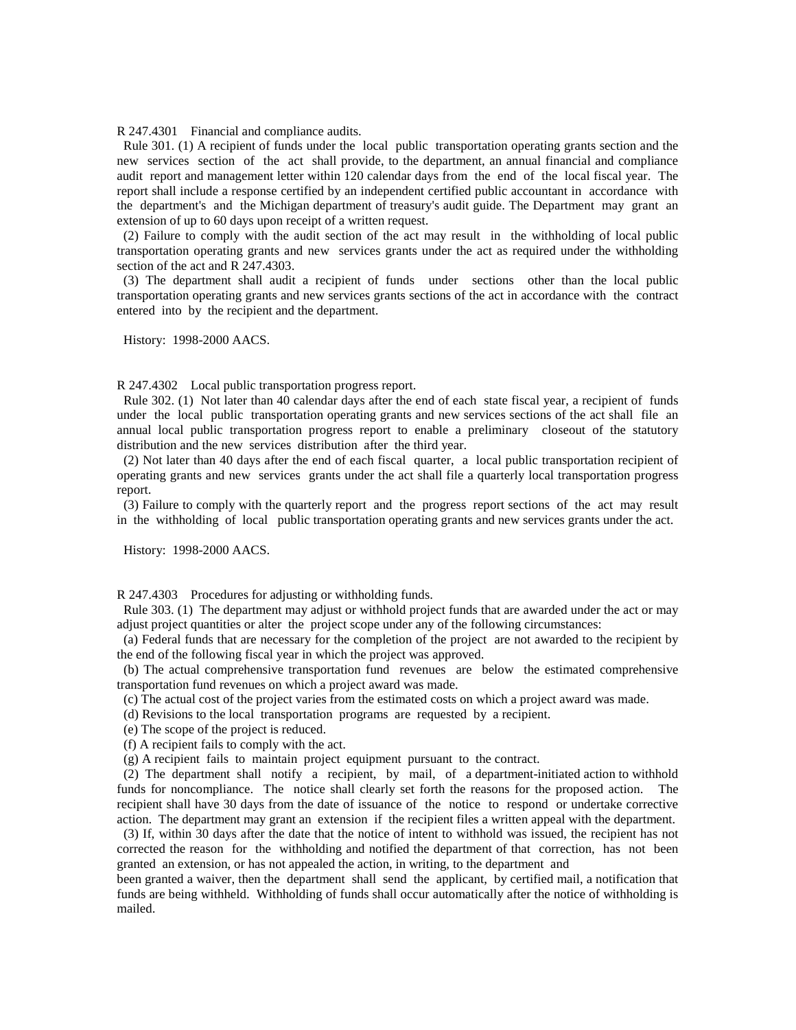R 247.4301 Financial and compliance audits.

Rule 301. (1) A recipient of funds under the local public transportation operating grants section and the new services section of the act shall provide, to the department, an annual financial and compliance audit report and management letter within 120 calendar days from the end of the local fiscal year. The report shall include a response certified by an independent certified public accountant in accordance with the department's and the Michigan department of treasury's audit guide. The Department may grant an extension of up to 60 days upon receipt of a written request.

(2) Failure to comply with the audit section of the act may result in the withholding of local public transportation operating grants and new services grants under the act as required under the withholding section of the act and R 247.4303.

(3) The department shall audit a recipient of funds under sections other than the local public transportation operating grants and new services grants sections of the act in accordance with the contract entered into by the recipient and the department.

History: 1998-2000 AACS.

R 247.4302 Local public transportation progress report.

Rule 302. (1) Not later than 40 calendar days after the end of each state fiscal year, a recipient of funds under the local public transportation operating grants and new services sections of the act shall file an annual local public transportation progress report to enable a preliminary closeout of the statutory distribution and the new services distribution after the third year.

(2) Not later than 40 days after the end of each fiscal quarter, a local public transportation recipient of operating grants and new services grants under the act shall file a quarterly local transportation progress report.

(3) Failure to comply with the quarterly report and the progress report sections of the act may result in the withholding of local public transportation operating grants and new services grants under the act.

History: 1998-2000 AACS.

R 247.4303 Procedures for adjusting or withholding funds.

Rule 303. (1) The department may adjust or withhold project funds that are awarded under the act or may adjust project quantities or alter the project scope under any of the following circumstances:

(a) Federal funds that are necessary for the completion of the project are not awarded to the recipient by the end of the following fiscal year in which the project was approved.

(b) The actual comprehensive transportation fund revenues are below the estimated comprehensive transportation fund revenues on which a project award was made.

(c) The actual cost of the project varies from the estimated costs on which a project award was made.

(d) Revisions to the local transportation programs are requested by a recipient.

(e) The scope of the project is reduced.

(f) A recipient fails to comply with the act.

(g) A recipient fails to maintain project equipment pursuant to the contract.

(2) The department shall notify a recipient, by mail, of a department-initiated action to withhold funds for noncompliance. The notice shall clearly set forth the reasons for the proposed action. The recipient shall have 30 days from the date of issuance of the notice to respond or undertake corrective action. The department may grant an extension if the recipient files a written appeal with the department.

(3) If, within 30 days after the date that the notice of intent to withhold was issued, the recipient has not corrected the reason for the withholding and notified the department of that correction, has not been granted an extension, or has not appealed the action, in writing, to the department and been granted a waiver, then the department shall send the applicant, by certified mail, a notification that funds are being withheld. Withholding of funds shall occur automatically after the notice of withholding is mailed.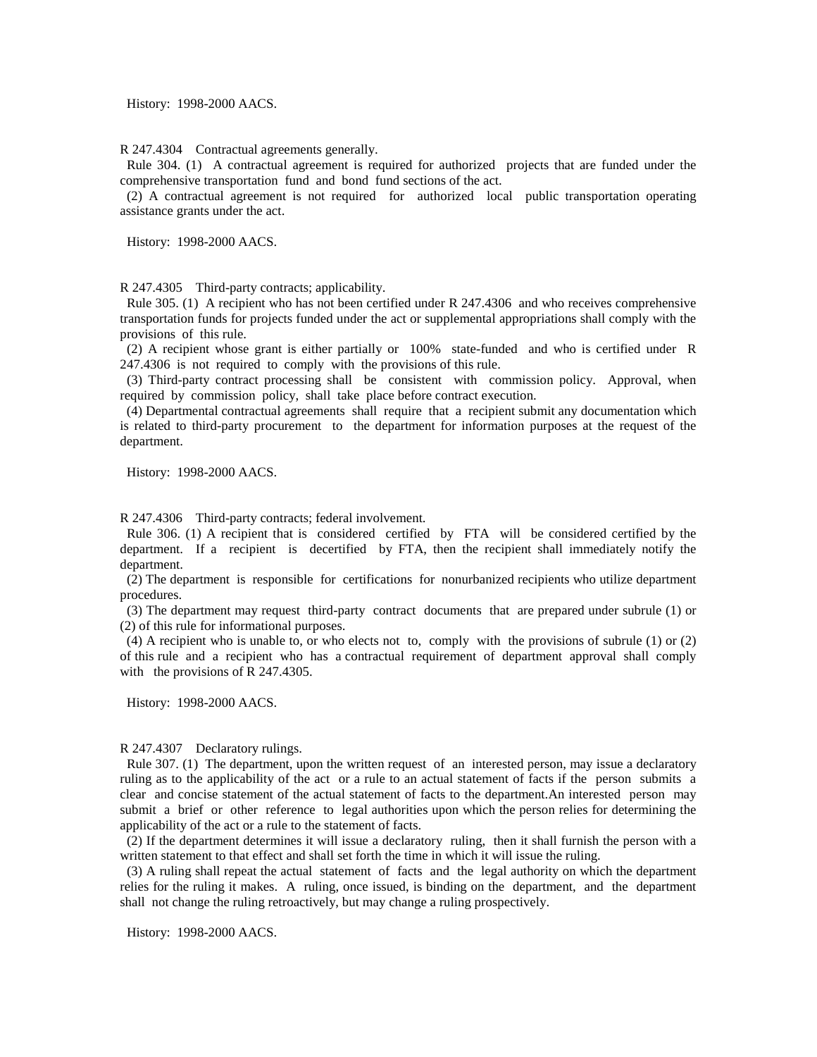History: 1998-2000 AACS.

R 247.4304 Contractual agreements generally.

Rule 304. (1) A contractual agreement is required for authorized projects that are funded under the comprehensive transportation fund and bond fund sections of the act.

(2) A contractual agreement is not required for authorized local public transportation operating assistance grants under the act.

History: 1998-2000 AACS.

R 247.4305 Third-party contracts; applicability.

Rule 305. (1) A recipient who has not been certified under R 247.4306 and who receives comprehensive transportation funds for projects funded under the act or supplemental appropriations shall comply with the provisions of this rule.

(2) A recipient whose grant is either partially or 100% state-funded and who is certified under R 247.4306 is not required to comply with the provisions of this rule.

(3) Third-party contract processing shall be consistent with commission policy. Approval, when required by commission policy, shall take place before contract execution.

(4) Departmental contractual agreements shall require that a recipient submit any documentation which is related to third-party procurement to the department for information purposes at the request of the department.

History: 1998-2000 AACS.

R 247.4306 Third-party contracts; federal involvement.

Rule 306. (1) A recipient that is considered certified by FTA will be considered certified by the department. If a recipient is decertified by FTA, then the recipient shall immediately notify the department.

(2) The department is responsible for certifications for nonurbanized recipients who utilize department procedures.

(3) The department may request third-party contract documents that are prepared under subrule (1) or (2) of this rule for informational purposes.

(4) A recipient who is unable to, or who elects not to, comply with the provisions of subrule (1) or (2) of this rule and a recipient who has a contractual requirement of department approval shall comply with the provisions of R 247.4305.

History: 1998-2000 AACS.

R 247.4307 Declaratory rulings.

Rule 307. (1) The department, upon the written request of an interested person, may issue a declaratory ruling as to the applicability of the act or a rule to an actual statement of facts if the person submits a clear and concise statement of the actual statement of facts to the department.An interested person may submit a brief or other reference to legal authorities upon which the person relies for determining the applicability of the act or a rule to the statement of facts.

(2) If the department determines it will issue a declaratory ruling, then it shall furnish the person with a written statement to that effect and shall set forth the time in which it will issue the ruling.

(3) A ruling shall repeat the actual statement of facts and the legal authority on which the department relies for the ruling it makes. A ruling, once issued, is binding on the department, and the department shall not change the ruling retroactively, but may change a ruling prospectively.

History: 1998-2000 AACS.